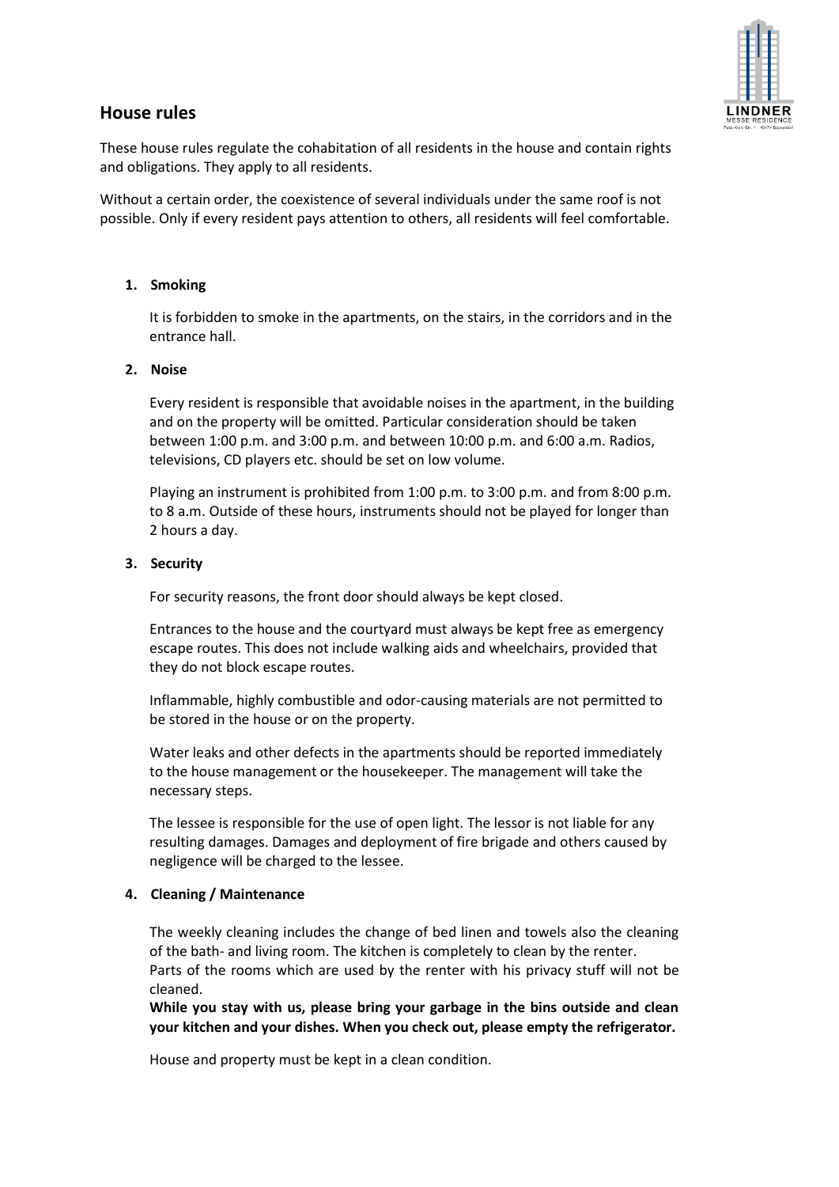## House rules

These house rules regulate the cohabitation of all residents in the house and contain rights and obligations. They apply to all residents.

Without a certain order, the coexistence of several individuals under the same roof is not possible. Only if every resident pays attention to others, all residents will feel comfortable.

1. **Smoking**

   It is forbidden to smoke in the apartments, on the stairs, in the corridors and in the entrance hall.

2. **Noise**

   Every resident is responsible that avoidable noises in the apartment, in the building and on the property will be omitted. Particular consideration should be taken between 1:00 p.m. and 3:00 p.m. and between 10:00 p.m. and 6:00 a.m. Radios, televisions, CD players etc. should be set on low volume.

   Playing an instrument is prohibited from 1:00 p.m. to 3:00 p.m. and from 8:00 p.m. to 8 a.m. Outside of these hours, instruments should not be played for longer than 2 hours a day.

3. **Security**

   For security reasons, the front door should always be kept closed.

   Entrances to the house and the courtyard must always be kept free as emergency escape routes. This does not include walking aids and wheelchairs, provided that they do not block escape routes.

   Inflammable, highly combustible and odor-causing materials are not permitted to be stored in the house or on the property.

   Water leaks and other defects in the apartments should be reported immediately to the house management or the housekeeper. The management will take the necessary steps.

   The lessee is responsible for the use of open light. The lessor is not liable for any resulting damages. Damages and deployment of fire brigade and others caused by negligence will be charged to the lessee.

4. **Cleaning / Maintenance**

   The weekly cleaning includes the change of bed linen and towels also the cleaning of the bath- and living room. The kitchen is completely to clean by the renter. Parts of the rooms which are used by the renter with his privacy stuff will not be cleaned.

   **While you stay with us, please bring your garbage in the bins outside and clean your kitchen and your dishes. When you check out, please empty the refrigerator.**

   House and property must be kept in a clean condition.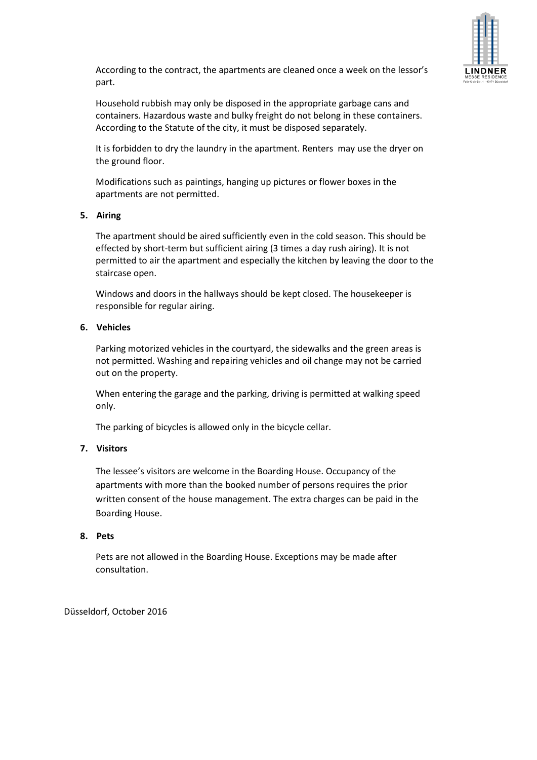According to the contract, the apartments are cleaned once a week on the lessor's part.

Household rubbish may only be disposed in the appropriate garbage cans and containers. Hazardous waste and bulky freight do not belong in these containers. According to the Statute of the city, it must be disposed separately.

It is forbidden to dry the laundry in the apartment. Renters may use the dryer on the ground floor.

Modifications such as paintings, hanging up pictures or flower boxes in the apartments are not permitted.

5. **Airing**

The apartment should be aired sufficiently even in the cold season. This should be effected by short-term but sufficient airing (3 times a day rush airing). It is not permitted to air the apartment and especially the kitchen by leaving the door to the staircase open.

Windows and doors in the hallways should be kept closed. The housekeeper is responsible for regular airing.

6. **Vehicles**

Parking motorized vehicles in the courtyard, the sidewalks and the green areas is not permitted. Washing and repairing vehicles and oil change may not be carried out on the property.

When entering the garage and the parking, driving is permitted at walking speed only.

The parking of bicycles is allowed only in the bicycle cellar.

7. **Visitors**

The lessee's visitors are welcome in the Boarding House. Occupancy of the apartments with more than the booked number of persons requires the prior written consent of the house management. The extra charges can be paid in the Boarding House.

8. **Pets**

Pets are not allowed in the Boarding House. Exceptions may be made after consultation.

Düsseldorf, October 2016